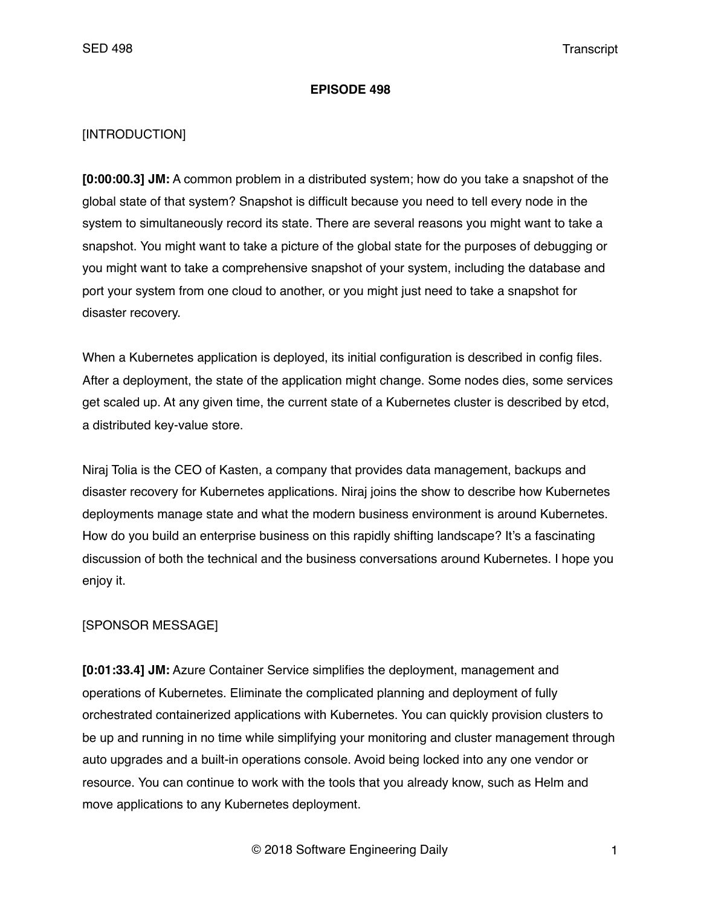# EPISODE 498

[INTRODUCTION]

**[0:00:00.3] JM:** A common problem in a distributed system; how do you take a snapshot of the global state of that system? Snapshot is difficult because you need to tell every node in the system to simultaneously record its state. There are several reasons you might want to take a snapshot. You might want to take a picture of the global state for the purposes of debugging or you might want to take a comprehensive snapshot of your system, including the database and port your system from one cloud to another, or you might just need to take a snapshot for disaster recovery.

When a Kubernetes application is deployed, its initial configuration is described in config files. After a deployment, the state of the application might change. Some nodes dies, some services get scaled up. At any given time, the current state of a Kubernetes cluster is described by etcd, a distributed key-value store.

Niraj Tolia is the CEO of Kasten, a company that provides data management, backups and disaster recovery for Kubernetes applications. Niraj joins the show to describe how Kubernetes deployments manage state and what the modern business environment is around Kubernetes. How do you build an enterprise business on this rapidly shifting landscape? It's a fascinating discussion of both the technical and the business conversations around Kubernetes. I hope you enjoy it.

[SPONSOR MESSAGE]

**[0:01:33.4] JM:** Azure Container Service simplifies the deployment, management and operations of Kubernetes. Eliminate the complicated planning and deployment of fully orchestrated containerized applications with Kubernetes. You can quickly provision clusters to be up and running in no time while simplifying your monitoring and cluster management through auto upgrades and a built-in operations console. Avoid being locked into any one vendor or resource. You can continue to work with the tools that you already know, such as Helm and move applications to any Kubernetes deployment.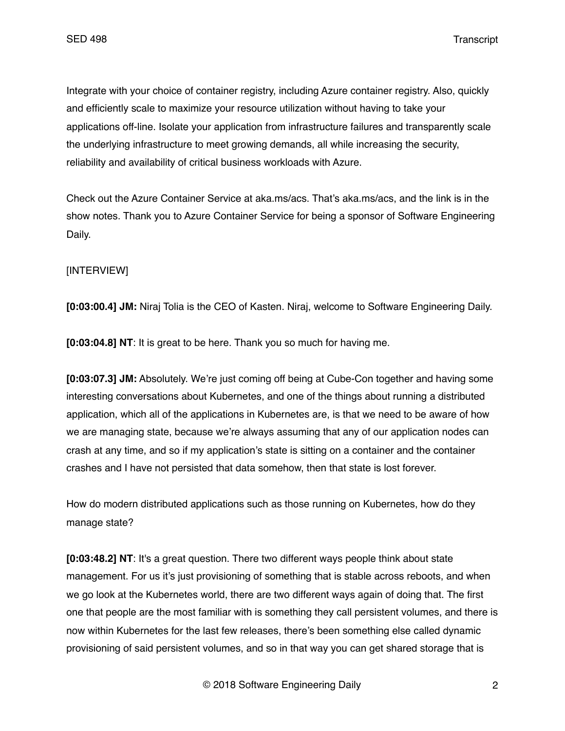Integrate with your choice of container registry, including Azure container registry. Also, quickly and efficiently scale to maximize your resource utilization without having to take your applications off-line. Isolate your application from infrastructure failures and transparently scale the underlying infrastructure to meet growing demands, all while increasing the security, reliability and availability of critical business workloads with Azure.

Check out the Azure Container Service at aka.ms/acs. That's aka.ms/acs, and the link is in the show notes. Thank you to Azure Container Service for being a sponsor of Software Engineering Daily.

[INTERVIEW]

**[0:03:00.4] JM:** Niraj Tolia is the CEO of Kasten. Niraj, welcome to Software Engineering Daily.

**[0:03:04.8] NT**: It is great to be here. Thank you so much for having me.

**[0:03:07.3] JM:** Absolutely. We're just coming off being at Cube-Con together and having some interesting conversations about Kubernetes, and one of the things about running a distributed application, which all of the applications in Kubernetes are, is that we need to be aware of how we are managing state, because we're always assuming that any of our application nodes can crash at any time, and so if my application's state is sitting on a container and the container crashes and I have not persisted that data somehow, then that state is lost forever.

How do modern distributed applications such as those running on Kubernetes, how do they manage state?

**[0:03:48.2] NT**: It's a great question. There two different ways people think about state management. For us it's just provisioning of something that is stable across reboots, and when we go look at the Kubernetes world, there are two different ways again of doing that. The first one that people are the most familiar with is something they call persistent volumes, and there is now within Kubernetes for the last few releases, there's been something else called dynamic provisioning of said persistent volumes, and so in that way you can get shared storage that is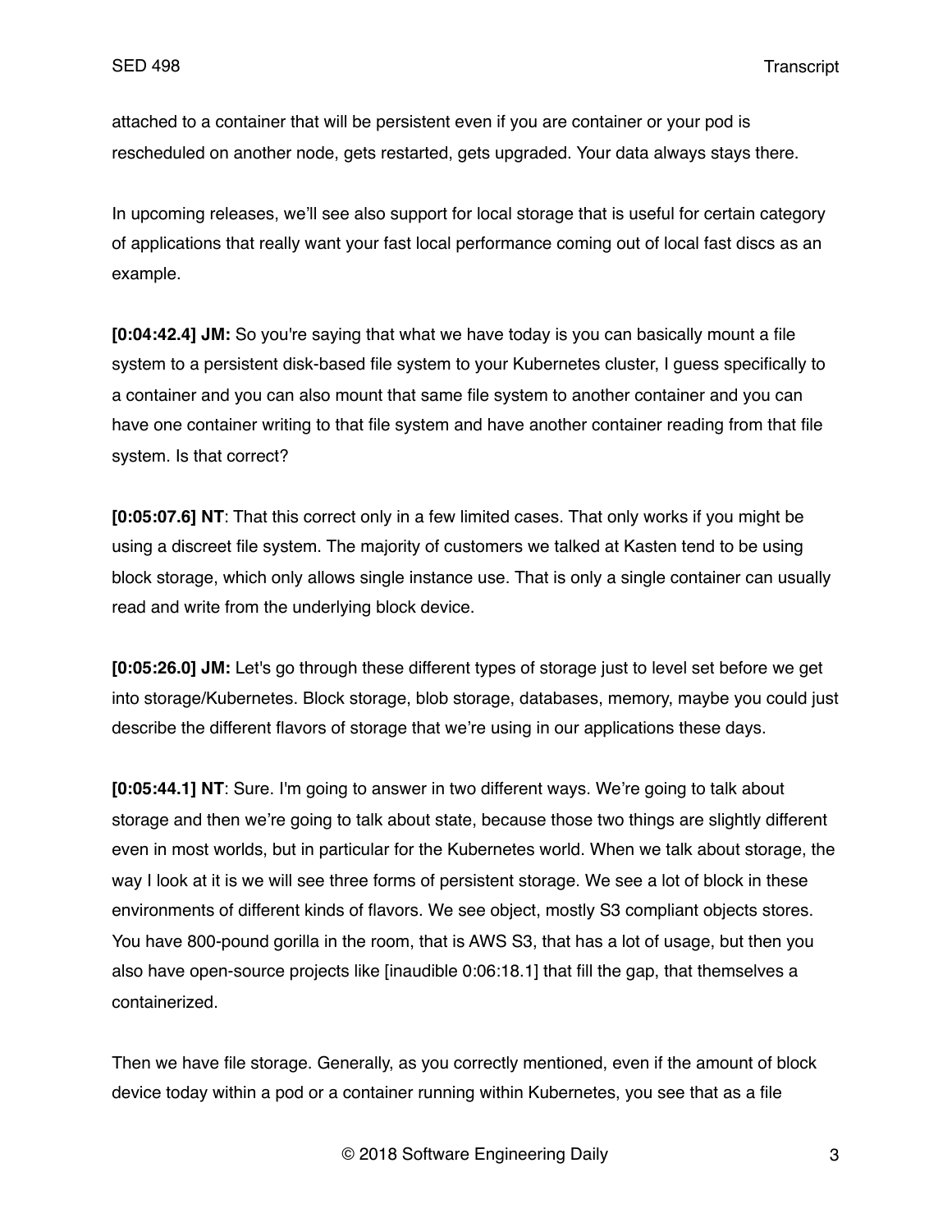attached to a container that will be persistent even if you are container or your pod is rescheduled on another node, gets restarted, gets upgraded. Your data always stays there.

In upcoming releases, we'll see also support for local storage that is useful for certain category of applications that really want your fast local performance coming out of local fast discs as an example.

**[0:04:42.4] JM:** So you're saying that what we have today is you can basically mount a file system to a persistent disk-based file system to your Kubernetes cluster, I guess specifically to a container and you can also mount that same file system to another container and you can have one container writing to that file system and have another container reading from that file system. Is that correct?

**[0:05:07.6] NT**: That this correct only in a few limited cases. That only works if you might be using a discreet file system. The majority of customers we talked at Kasten tend to be using block storage, which only allows single instance use. That is only a single container can usually read and write from the underlying block device.

**[0:05:26.0] JM:** Let's go through these different types of storage just to level set before we get into storage/Kubernetes. Block storage, blob storage, databases, memory, maybe you could just describe the different flavors of storage that we're using in our applications these days.

**[0:05:44.1] NT**: Sure. I'm going to answer in two different ways. We're going to talk about storage and then we're going to talk about state, because those two things are slightly different even in most worlds, but in particular for the Kubernetes world. When we talk about storage, the way I look at it is we will see three forms of persistent storage. We see a lot of block in these environments of different kinds of flavors. We see object, mostly S3 compliant objects stores. You have 800-pound gorilla in the room, that is AWS S3, that has a lot of usage, but then you also have open-source projects like [inaudible 0:06:18.1] that fill the gap, that themselves a containerized.

Then we have file storage. Generally, as you correctly mentioned, even if the amount of block device today within a pod or a container running within Kubernetes, you see that as a file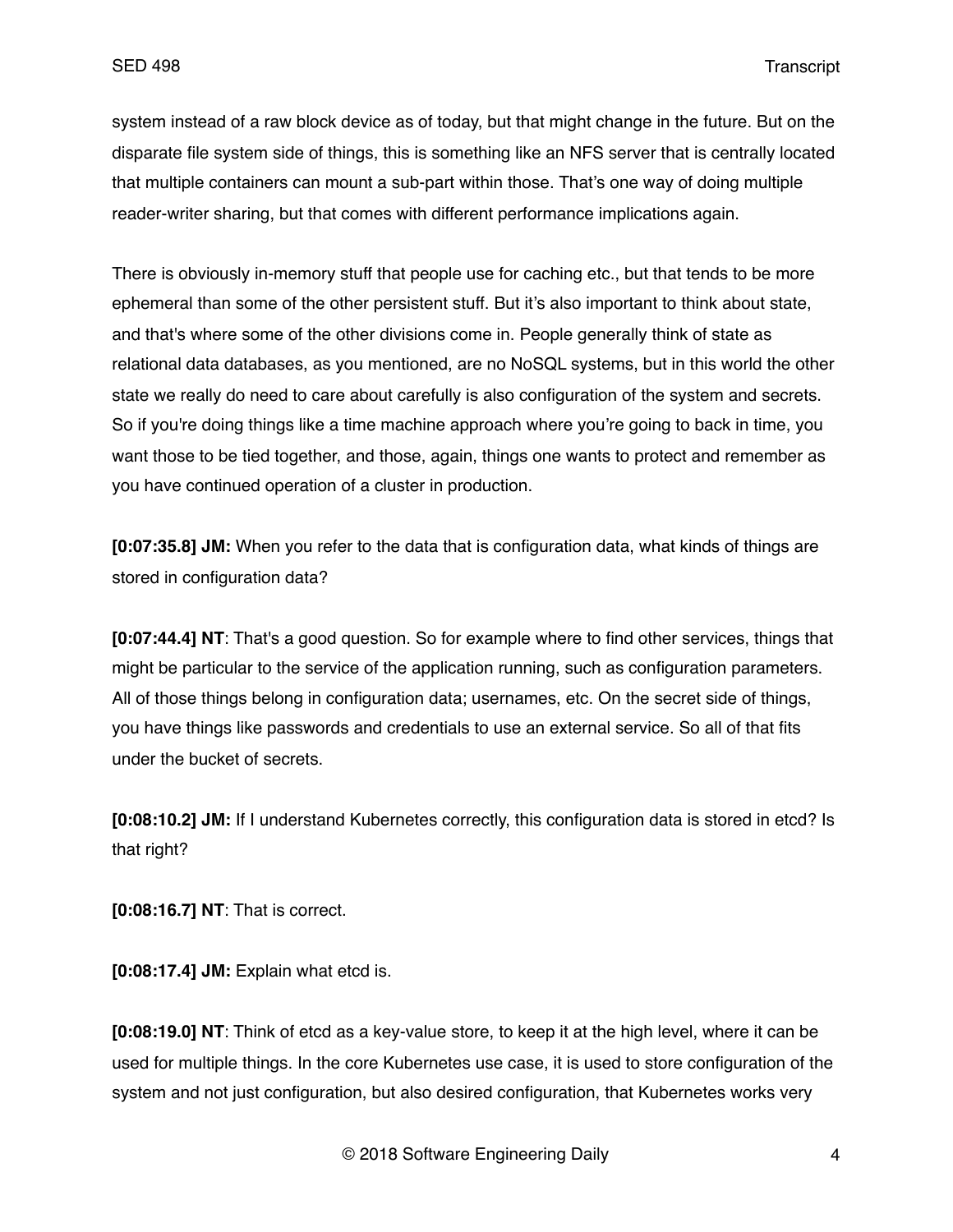system instead of a raw block device as of today, but that might change in the future. But on the disparate file system side of things, this is something like an NFS server that is centrally located that multiple containers can mount a sub-part within those. That's one way of doing multiple reader-writer sharing, but that comes with different performance implications again.

There is obviously in-memory stuff that people use for caching etc., but that tends to be more ephemeral than some of the other persistent stuff. But it's also important to think about state, and that's where some of the other divisions come in. People generally think of state as relational data databases, as you mentioned, are no NoSQL systems, but in this world the other state we really do need to care about carefully is also configuration of the system and secrets. So if you're doing things like a time machine approach where you're going to back in time, you want those to be tied together, and those, again, things one wants to protect and remember as you have continued operation of a cluster in production.

**[0:07:35.8] JM:** When you refer to the data that is configuration data, what kinds of things are stored in configuration data?

**[0:07:44.4] NT**: That's a good question. So for example where to find other services, things that might be particular to the service of the application running, such as configuration parameters. All of those things belong in configuration data; usernames, etc. On the secret side of things, you have things like passwords and credentials to use an external service. So all of that fits under the bucket of secrets.

**[0:08:10.2] JM:** If I understand Kubernetes correctly, this configuration data is stored in etcd? Is that right?

**[0:08:16.7] NT**: That is correct.

**[0:08:17.4] JM:** Explain what etcd is.

**[0:08:19.0] NT**: Think of etcd as a key-value store, to keep it at the high level, where it can be used for multiple things. In the core Kubernetes use case, it is used to store configuration of the system and not just configuration, but also desired configuration, that Kubernetes works very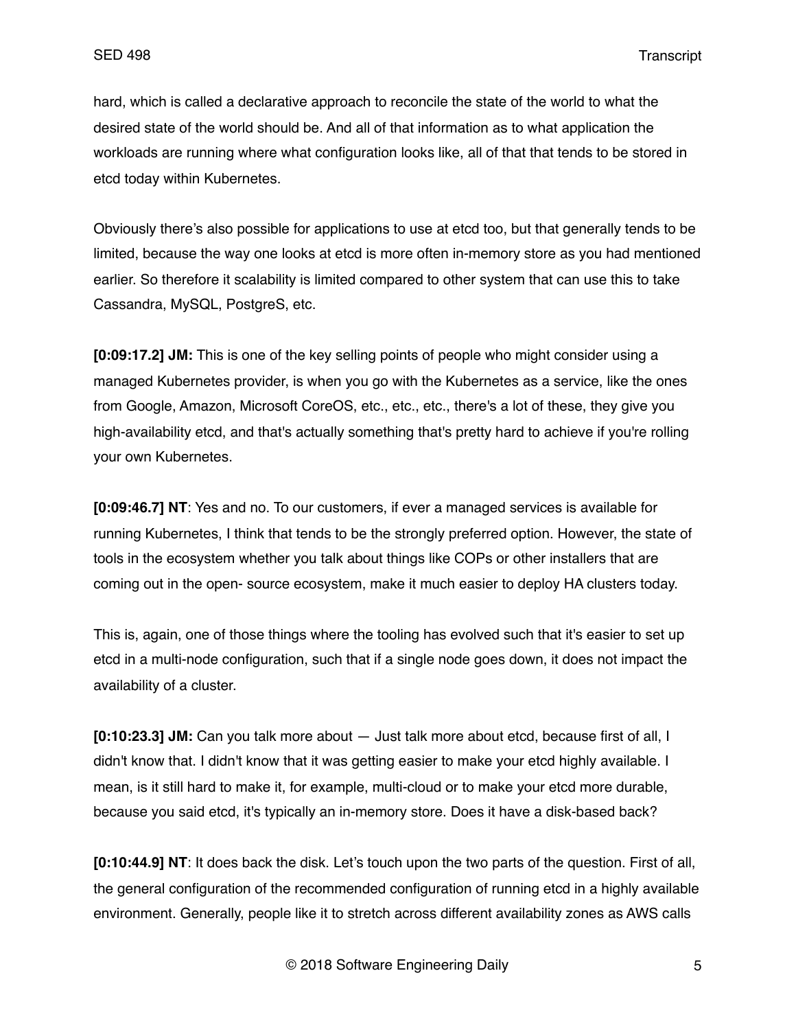hard, which is called a declarative approach to reconcile the state of the world to what the desired state of the world should be. And all of that information as to what application the workloads are running where what configuration looks like, all of that that tends to be stored in etcd today within Kubernetes.

Obviously there's also possible for applications to use at etcd too, but that generally tends to be limited, because the way one looks at etcd is more often in-memory store as you had mentioned earlier. So therefore it scalability is limited compared to other system that can use this to take Cassandra, MySQL, PostgreS, etc.

**[0:09:17.2] JM:** This is one of the key selling points of people who might consider using a managed Kubernetes provider, is when you go with the Kubernetes as a service, like the ones from Google, Amazon, Microsoft CoreOS, etc., etc., etc., there's a lot of these, they give you high-availability etcd, and that's actually something that's pretty hard to achieve if you're rolling your own Kubernetes.

**[0:09:46.7] NT**: Yes and no. To our customers, if ever a managed services is available for running Kubernetes, I think that tends to be the strongly preferred option. However, the state of tools in the ecosystem whether you talk about things like COPs or other installers that are coming out in the open- source ecosystem, make it much easier to deploy HA clusters today.

This is, again, one of those things where the tooling has evolved such that it's easier to set up etcd in a multi-node configuration, such that if a single node goes down, it does not impact the availability of a cluster.

**[0:10:23.3] JM:** Can you talk more about — Just talk more about etcd, because first of all, I didn't know that. I didn't know that it was getting easier to make your etcd highly available. I mean, is it still hard to make it, for example, multi-cloud or to make your etcd more durable, because you said etcd, it's typically an in-memory store. Does it have a disk-based back?

**[0:10:44.9] NT**: It does back the disk. Let's touch upon the two parts of the question. First of all, the general configuration of the recommended configuration of running etcd in a highly available environment. Generally, people like it to stretch across different availability zones as AWS calls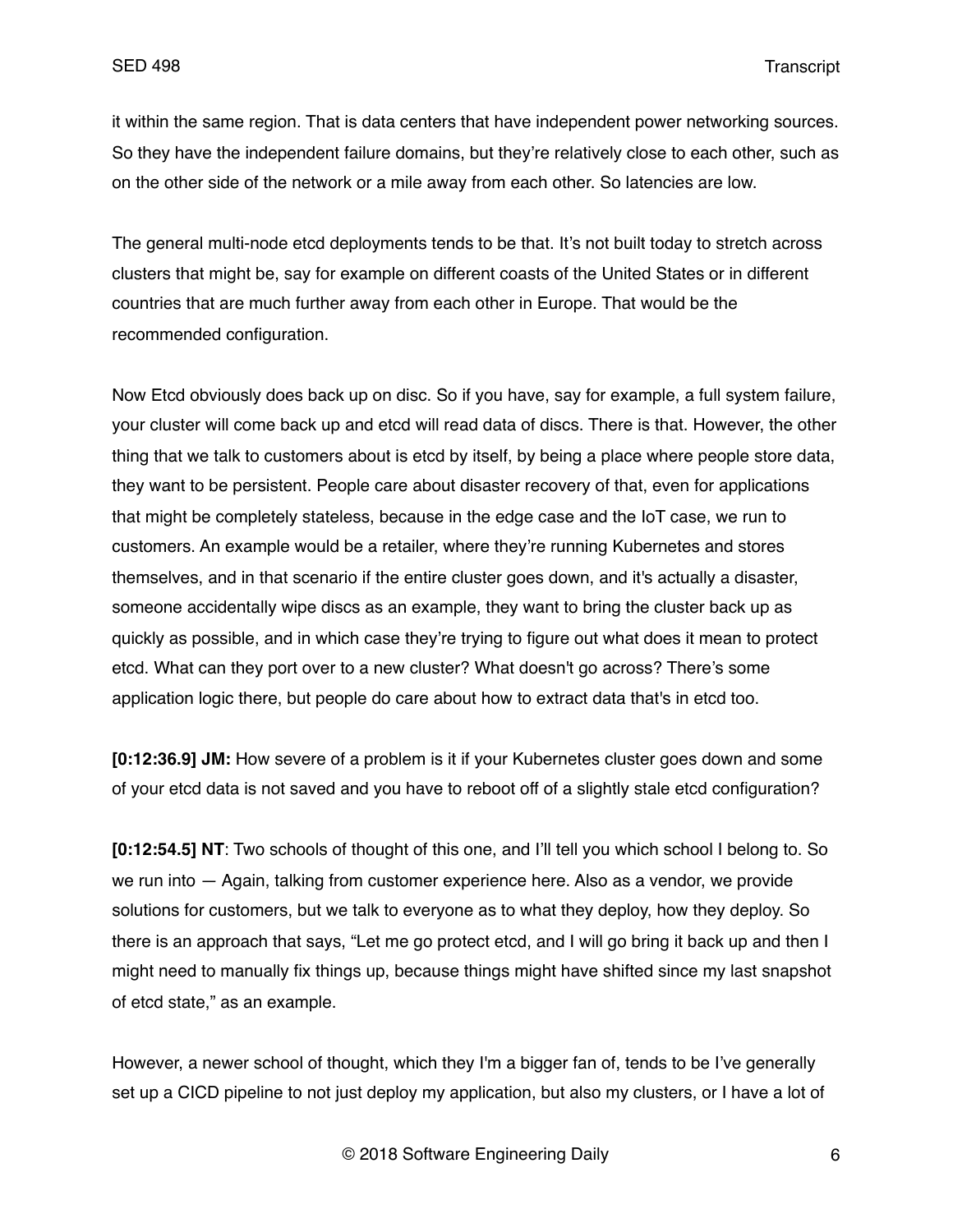it within the same region. That is data centers that have independent power networking sources. So they have the independent failure domains, but they're relatively close to each other, such as on the other side of the network or a mile away from each other. So latencies are low.

The general multi-node etcd deployments tends to be that. It's not built today to stretch across clusters that might be, say for example on different coasts of the United States or in different countries that are much further away from each other in Europe. That would be the recommended configuration.

Now Etcd obviously does back up on disc. So if you have, say for example, a full system failure, your cluster will come back up and etcd will read data of discs. There is that. However, the other thing that we talk to customers about is etcd by itself, by being a place where people store data, they want to be persistent. People care about disaster recovery of that, even for applications that might be completely stateless, because in the edge case and the IoT case, we run to customers. An example would be a retailer, where they're running Kubernetes and stores themselves, and in that scenario if the entire cluster goes down, and it's actually a disaster, someone accidentally wipe discs as an example, they want to bring the cluster back up as quickly as possible, and in which case they're trying to figure out what does it mean to protect etcd. What can they port over to a new cluster? What doesn't go across? There's some application logic there, but people do care about how to extract data that's in etcd too.

**[0:12:36.9] JM:** How severe of a problem is it if your Kubernetes cluster goes down and some of your etcd data is not saved and you have to reboot off of a slightly stale etcd configuration?

**[0:12:54.5] NT**: Two schools of thought of this one, and I'll tell you which school I belong to. So we run into — Again, talking from customer experience here. Also as a vendor, we provide solutions for customers, but we talk to everyone as to what they deploy, how they deploy. So there is an approach that says, "Let me go protect etcd, and I will go bring it back up and then I might need to manually fix things up, because things might have shifted since my last snapshot of etcd state," as an example.

However, a newer school of thought, which they I'm a bigger fan of, tends to be I've generally set up a CICD pipeline to not just deploy my application, but also my clusters, or I have a lot of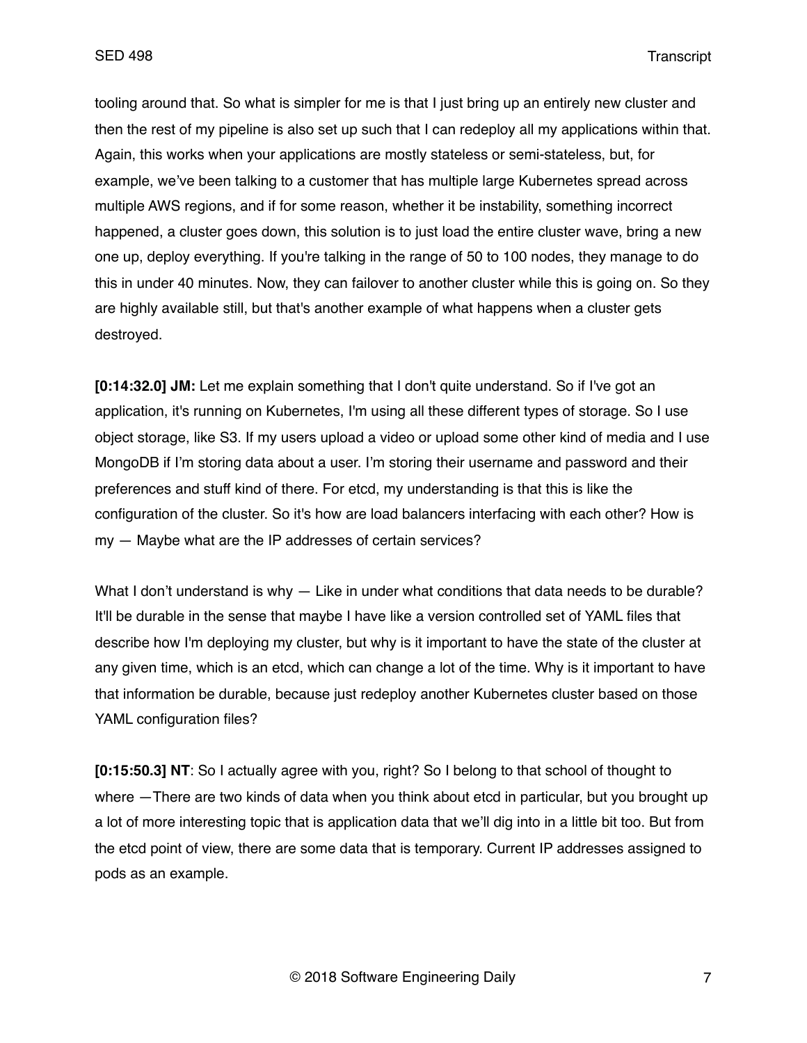tooling around that. So what is simpler for me is that I just bring up an entirely new cluster and then the rest of my pipeline is also set up such that I can redeploy all my applications within that. Again, this works when your applications are mostly stateless or semi-stateless, but, for example, we've been talking to a customer that has multiple large Kubernetes spread across multiple AWS regions, and if for some reason, whether it be instability, something incorrect happened, a cluster goes down, this solution is to just load the entire cluster wave, bring a new one up, deploy everything. If you're talking in the range of 50 to 100 nodes, they manage to do this in under 40 minutes. Now, they can failover to another cluster while this is going on. So they are highly available still, but that's another example of what happens when a cluster gets destroyed.

**[0:14:32.0] JM:** Let me explain something that I don't quite understand. So if I've got an application, it's running on Kubernetes, I'm using all these different types of storage. So I use object storage, like S3. If my users upload a video or upload some other kind of media and I use MongoDB if I'm storing data about a user. I'm storing their username and password and their preferences and stuff kind of there. For etcd, my understanding is that this is like the configuration of the cluster. So it's how are load balancers interfacing with each other? How is my — Maybe what are the IP addresses of certain services?

What I don't understand is why — Like in under what conditions that data needs to be durable? It'll be durable in the sense that maybe I have like a version controlled set of YAML files that describe how I'm deploying my cluster, but why is it important to have the state of the cluster at any given time, which is an etcd, which can change a lot of the time. Why is it important to have that information be durable, because just redeploy another Kubernetes cluster based on those YAML configuration files?

**[0:15:50.3] NT**: So I actually agree with you, right? So I belong to that school of thought to where —There are two kinds of data when you think about etcd in particular, but you brought up a lot of more interesting topic that is application data that we'll dig into in a little bit too. But from the etcd point of view, there are some data that is temporary. Current IP addresses assigned to pods as an example.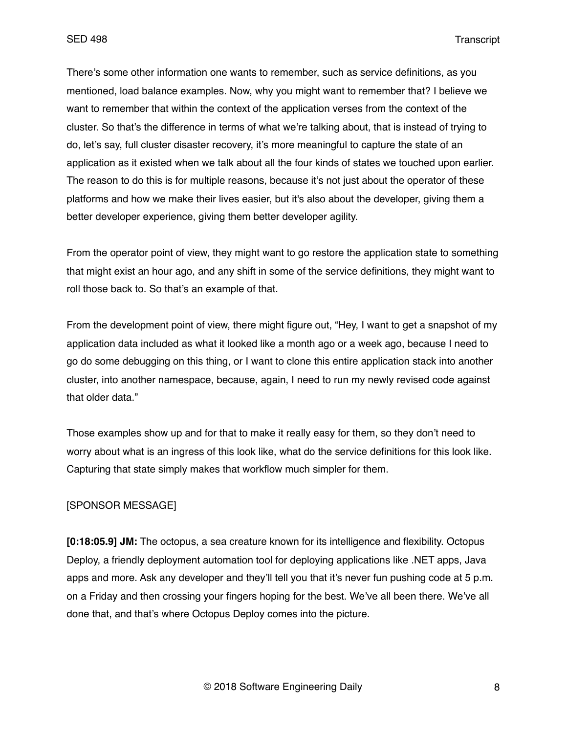There's some other information one wants to remember, such as service definitions, as you mentioned, load balance examples. Now, why you might want to remember that? I believe we want to remember that within the context of the application verses from the context of the cluster. So that's the difference in terms of what we're talking about, that is instead of trying to do, let's say, full cluster disaster recovery, it's more meaningful to capture the state of an application as it existed when we talk about all the four kinds of states we touched upon earlier. The reason to do this is for multiple reasons, because it's not just about the operator of these platforms and how we make their lives easier, but it's also about the developer, giving them a better developer experience, giving them better developer agility.

From the operator point of view, they might want to go restore the application state to something that might exist an hour ago, and any shift in some of the service definitions, they might want to roll those back to. So that's an example of that.

From the development point of view, there might figure out, "Hey, I want to get a snapshot of my application data included as what it looked like a month ago or a week ago, because I need to go do some debugging on this thing, or I want to clone this entire application stack into another cluster, into another namespace, because, again, I need to run my newly revised code against that older data."

Those examples show up and for that to make it really easy for them, so they don't need to worry about what is an ingress of this look like, what do the service definitions for this look like. Capturing that state simply makes that workflow much simpler for them.

[SPONSOR MESSAGE]

**[0:18:05.9] JM:** The octopus, a sea creature known for its intelligence and flexibility. Octopus Deploy, a friendly deployment automation tool for deploying applications like .NET apps, Java apps and more. Ask any developer and they'll tell you that it's never fun pushing code at 5 p.m. on a Friday and then crossing your fingers hoping for the best. We've all been there. We've all done that, and that's where Octopus Deploy comes into the picture.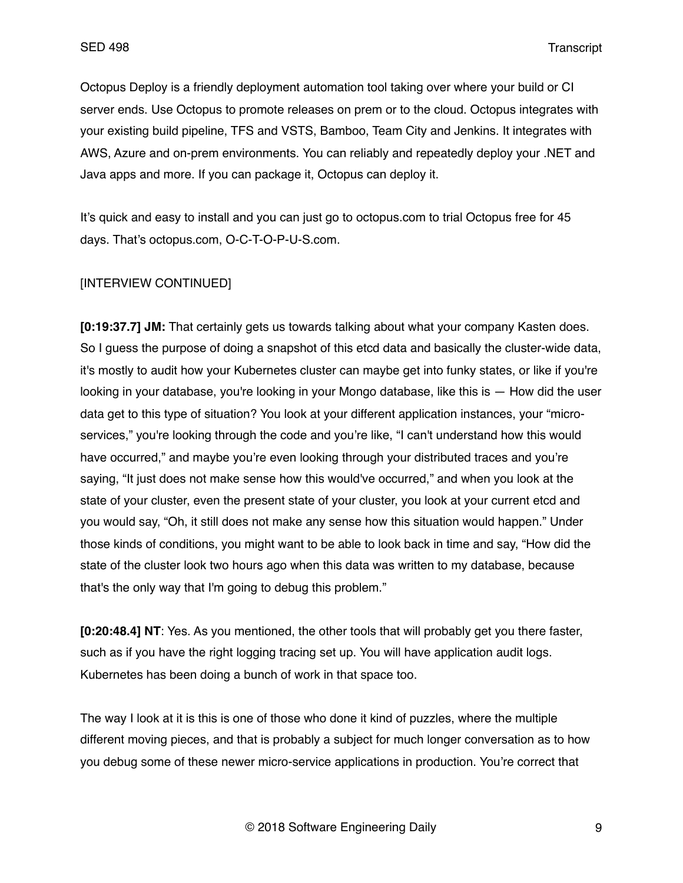Octopus Deploy is a friendly deployment automation tool taking over where your build or CI server ends. Use Octopus to promote releases on prem or to the cloud. Octopus integrates with your existing build pipeline, TFS and VSTS, Bamboo, Team City and Jenkins. It integrates with AWS, Azure and on-prem environments. You can reliably and repeatedly deploy your .NET and Java apps and more. If you can package it, Octopus can deploy it.

It's quick and easy to install and you can just go to octopus.com to trial Octopus free for 45 days. That's octopus.com, O-C-T-O-P-U-S.com.

[INTERVIEW CONTINUED]

**[0:19:37.7] JM:** That certainly gets us towards talking about what your company Kasten does. So I guess the purpose of doing a snapshot of this etcd data and basically the cluster-wide data, it's mostly to audit how your Kubernetes cluster can maybe get into funky states, or like if you're looking in your database, you're looking in your Mongo database, like this is — How did the user data get to this type of situation? You look at your different application instances, your "micro-services," you're looking through the code and you're like, "I can't understand how this would have occurred," and maybe you're even looking through your distributed traces and you're saying, "It just does not make sense how this would've occurred," and when you look at the state of your cluster, even the present state of your cluster, you look at your current etcd and you would say, "Oh, it still does not make any sense how this situation would happen." Under those kinds of conditions, you might want to be able to look back in time and say, "How did the state of the cluster look two hours ago when this data was written to my database, because that's the only way that I'm going to debug this problem."

**[0:20:48.4] NT**: Yes. As you mentioned, the other tools that will probably get you there faster, such as if you have the right logging tracing set up. You will have application audit logs. Kubernetes has been doing a bunch of work in that space too.

The way I look at it is this is one of those who done it kind of puzzles, where the multiple different moving pieces, and that is probably a subject for much longer conversation as to how you debug some of these newer micro-service applications in production. You're correct that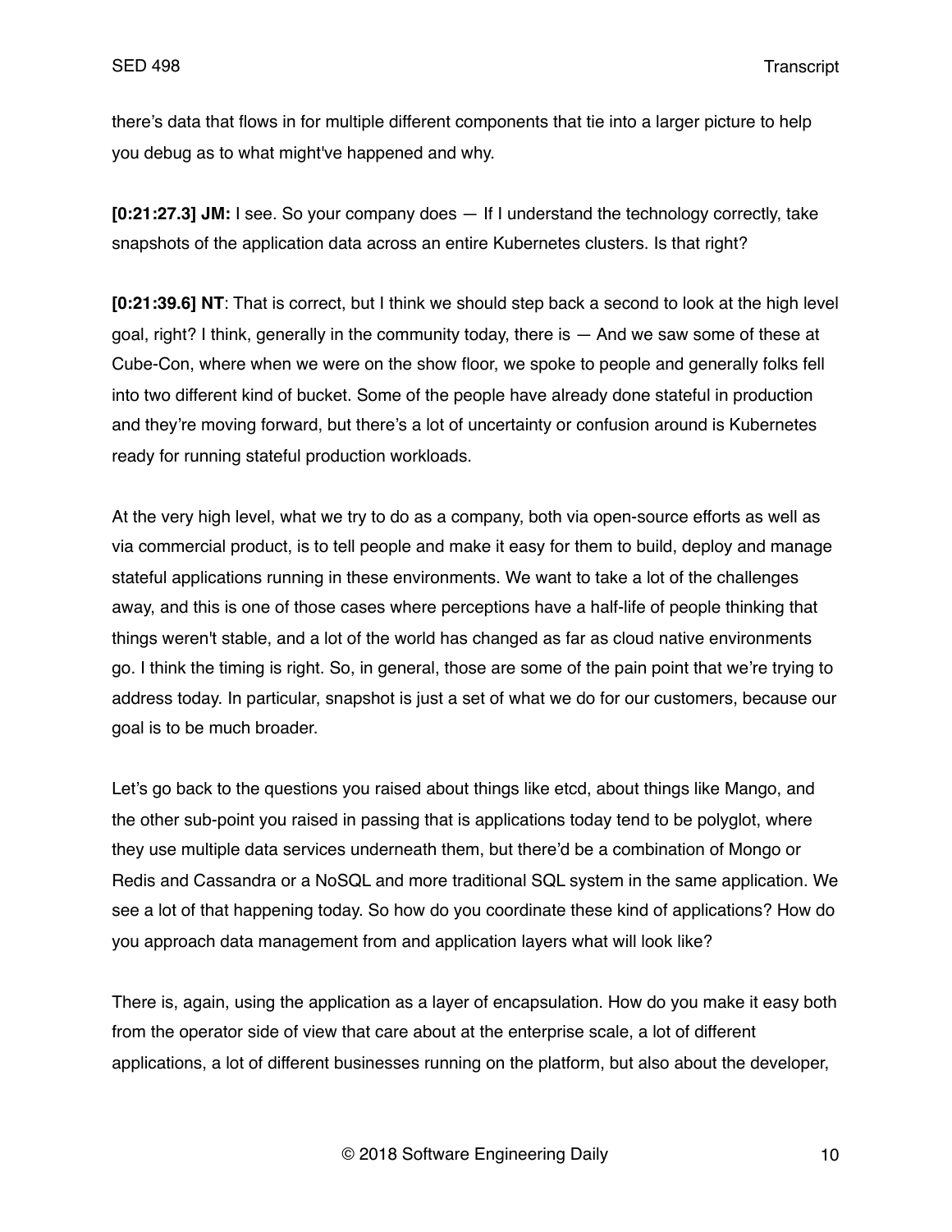there's data that flows in for multiple different components that tie into a larger picture to help you debug as to what might've happened and why.

**[0:21:27.3] JM:** I see. So your company does — If I understand the technology correctly, take snapshots of the application data across an entire Kubernetes clusters. Is that right?

**[0:21:39.6] NT**: That is correct, but I think we should step back a second to look at the high level goal, right? I think, generally in the community today, there is — And we saw some of these at Cube-Con, where when we were on the show floor, we spoke to people and generally folks fell into two different kind of bucket. Some of the people have already done stateful in production and they're moving forward, but there's a lot of uncertainty or confusion around is Kubernetes ready for running stateful production workloads.

At the very high level, what we try to do as a company, both via open-source efforts as well as via commercial product, is to tell people and make it easy for them to build, deploy and manage stateful applications running in these environments. We want to take a lot of the challenges away, and this is one of those cases where perceptions have a half-life of people thinking that things weren't stable, and a lot of the world has changed as far as cloud native environments go. I think the timing is right. So, in general, those are some of the pain point that we're trying to address today. In particular, snapshot is just a set of what we do for our customers, because our goal is to be much broader.

Let's go back to the questions you raised about things like etcd, about things like Mango, and the other sub-point you raised in passing that is applications today tend to be polyglot, where they use multiple data services underneath them, but there'd be a combination of Mongo or Redis and Cassandra or a NoSQL and more traditional SQL system in the same application. We see a lot of that happening today. So how do you coordinate these kind of applications? How do you approach data management from and application layers what will look like?

There is, again, using the application as a layer of encapsulation. How do you make it easy both from the operator side of view that care about at the enterprise scale, a lot of different applications, a lot of different businesses running on the platform, but also about the developer,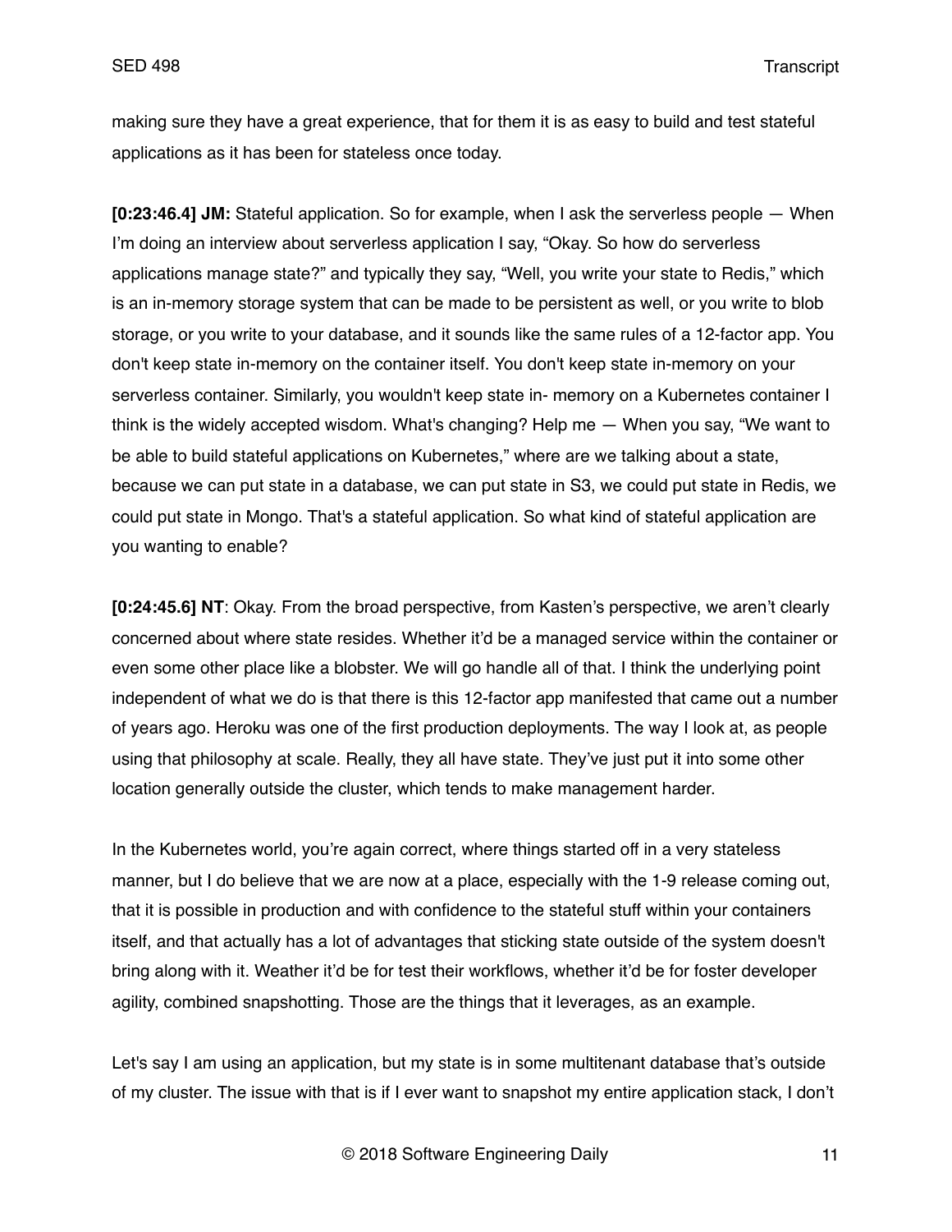making sure they have a great experience, that for them it is as easy to build and test stateful applications as it has been for stateless once today.

**[0:23:46.4] JM:** Stateful application. So for example, when I ask the serverless people — When I'm doing an interview about serverless application I say, "Okay. So how do serverless applications manage state?" and typically they say, "Well, you write your state to Redis," which is an in-memory storage system that can be made to be persistent as well, or you write to blob storage, or you write to your database, and it sounds like the same rules of a 12-factor app. You don't keep state in-memory on the container itself. You don't keep state in-memory on your serverless container. Similarly, you wouldn't keep state in- memory on a Kubernetes container I think is the widely accepted wisdom. What's changing? Help me — When you say, "We want to be able to build stateful applications on Kubernetes," where are we talking about a state, because we can put state in a database, we can put state in S3, we could put state in Redis, we could put state in Mongo. That's a stateful application. So what kind of stateful application are you wanting to enable?

**[0:24:45.6] NT**: Okay. From the broad perspective, from Kasten's perspective, we aren't clearly concerned about where state resides. Whether it'd be a managed service within the container or even some other place like a blobster. We will go handle all of that. I think the underlying point independent of what we do is that there is this 12-factor app manifested that came out a number of years ago. Heroku was one of the first production deployments. The way I look at, as people using that philosophy at scale. Really, they all have state. They've just put it into some other location generally outside the cluster, which tends to make management harder.

In the Kubernetes world, you're again correct, where things started off in a very stateless manner, but I do believe that we are now at a place, especially with the 1-9 release coming out, that it is possible in production and with confidence to the stateful stuff within your containers itself, and that actually has a lot of advantages that sticking state outside of the system doesn't bring along with it. Weather it'd be for test their workflows, whether it'd be for foster developer agility, combined snapshotting. Those are the things that it leverages, as an example.

Let's say I am using an application, but my state is in some multitenant database that's outside of my cluster. The issue with that is if I ever want to snapshot my entire application stack, I don't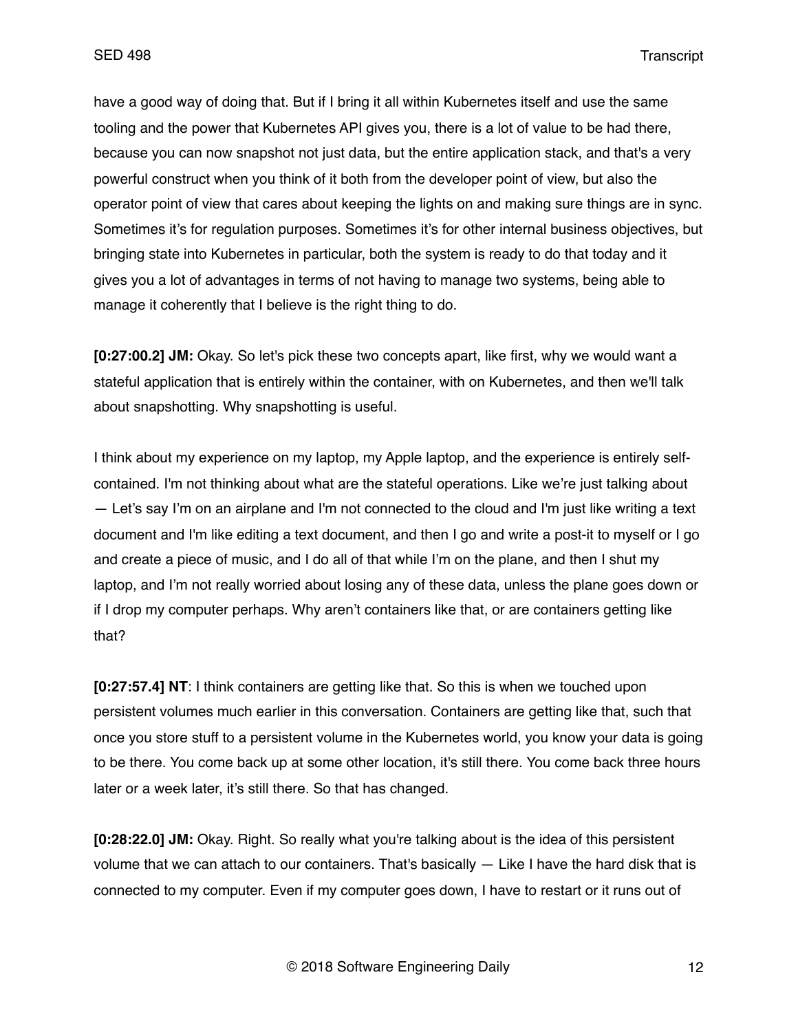have a good way of doing that. But if I bring it all within Kubernetes itself and use the same tooling and the power that Kubernetes API gives you, there is a lot of value to be had there, because you can now snapshot not just data, but the entire application stack, and that's a very powerful construct when you think of it both from the developer point of view, but also the operator point of view that cares about keeping the lights on and making sure things are in sync. Sometimes it's for regulation purposes. Sometimes it's for other internal business objectives, but bringing state into Kubernetes in particular, both the system is ready to do that today and it gives you a lot of advantages in terms of not having to manage two systems, being able to manage it coherently that I believe is the right thing to do.

**[0:27:00.2] JM:** Okay. So let's pick these two concepts apart, like first, why we would want a stateful application that is entirely within the container, with on Kubernetes, and then we'll talk about snapshotting. Why snapshotting is useful.

I think about my experience on my laptop, my Apple laptop, and the experience is entirely self-contained. I'm not thinking about what are the stateful operations. Like we're just talking about — Let's say I'm on an airplane and I'm not connected to the cloud and I'm just like writing a text document and I'm like editing a text document, and then I go and write a post-it to myself or I go and create a piece of music, and I do all of that while I'm on the plane, and then I shut my laptop, and I'm not really worried about losing any of these data, unless the plane goes down or if I drop my computer perhaps. Why aren't containers like that, or are containers getting like that?

**[0:27:57.4] NT**: I think containers are getting like that. So this is when we touched upon persistent volumes much earlier in this conversation. Containers are getting like that, such that once you store stuff to a persistent volume in the Kubernetes world, you know your data is going to be there. You come back up at some other location, it's still there. You come back three hours later or a week later, it's still there. So that has changed.

**[0:28:22.0] JM:** Okay. Right. So really what you're talking about is the idea of this persistent volume that we can attach to our containers. That's basically — Like I have the hard disk that is connected to my computer. Even if my computer goes down, I have to restart or it runs out of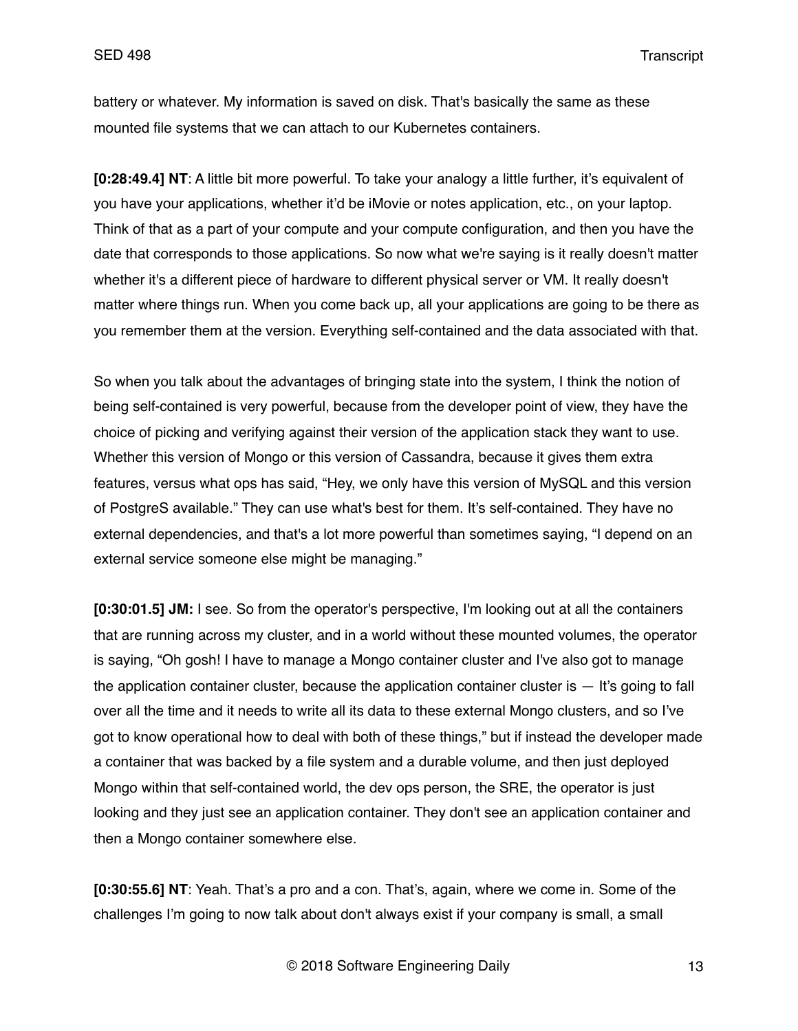battery or whatever. My information is saved on disk. That's basically the same as these mounted file systems that we can attach to our Kubernetes containers.

**[0:28:49.4] NT**: A little bit more powerful. To take your analogy a little further, it's equivalent of you have your applications, whether it'd be iMovie or notes application, etc., on your laptop. Think of that as a part of your compute and your compute configuration, and then you have the date that corresponds to those applications. So now what we're saying is it really doesn't matter whether it's a different piece of hardware to different physical server or VM. It really doesn't matter where things run. When you come back up, all your applications are going to be there as you remember them at the version. Everything self-contained and the data associated with that.

So when you talk about the advantages of bringing state into the system, I think the notion of being self-contained is very powerful, because from the developer point of view, they have the choice of picking and verifying against their version of the application stack they want to use. Whether this version of Mongo or this version of Cassandra, because it gives them extra features, versus what ops has said, "Hey, we only have this version of MySQL and this version of PostgreS available." They can use what's best for them. It's self-contained. They have no external dependencies, and that's a lot more powerful than sometimes saying, "I depend on an external service someone else might be managing."

**[0:30:01.5] JM:** I see. So from the operator's perspective, I'm looking out at all the containers that are running across my cluster, and in a world without these mounted volumes, the operator is saying, "Oh gosh! I have to manage a Mongo container cluster and I've also got to manage the application container cluster, because the application container cluster is — It's going to fall over all the time and it needs to write all its data to these external Mongo clusters, and so I've got to know operational how to deal with both of these things," but if instead the developer made a container that was backed by a file system and a durable volume, and then just deployed Mongo within that self-contained world, the dev ops person, the SRE, the operator is just looking and they just see an application container. They don't see an application container and then a Mongo container somewhere else.

**[0:30:55.6] NT**: Yeah. That's a pro and a con. That's, again, where we come in. Some of the challenges I'm going to now talk about don't always exist if your company is small, a small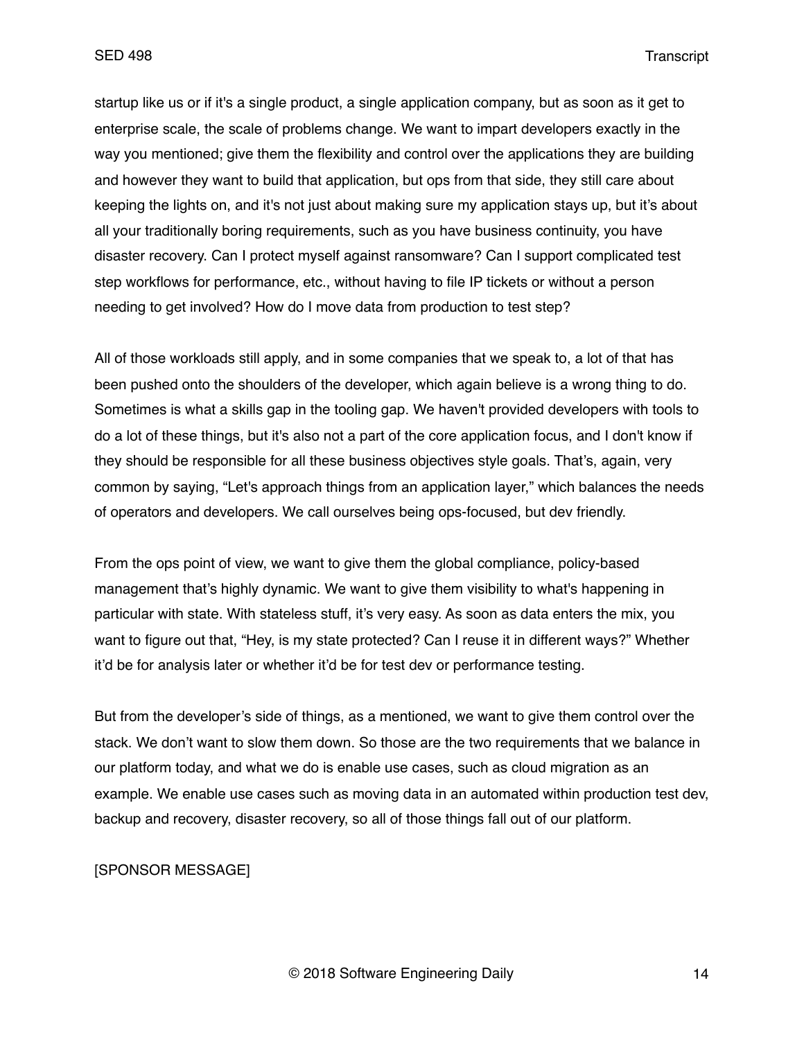startup like us or if it's a single product, a single application company, but as soon as it get to enterprise scale, the scale of problems change. We want to impart developers exactly in the way you mentioned; give them the flexibility and control over the applications they are building and however they want to build that application, but ops from that side, they still care about keeping the lights on, and it's not just about making sure my application stays up, but it's about all your traditionally boring requirements, such as you have business continuity, you have disaster recovery. Can I protect myself against ransomware? Can I support complicated test step workflows for performance, etc., without having to file IP tickets or without a person needing to get involved? How do I move data from production to test step?

All of those workloads still apply, and in some companies that we speak to, a lot of that has been pushed onto the shoulders of the developer, which again believe is a wrong thing to do. Sometimes is what a skills gap in the tooling gap. We haven't provided developers with tools to do a lot of these things, but it's also not a part of the core application focus, and I don't know if they should be responsible for all these business objectives style goals. That's, again, very common by saying, "Let's approach things from an application layer," which balances the needs of operators and developers. We call ourselves being ops-focused, but dev friendly.

From the ops point of view, we want to give them the global compliance, policy-based management that's highly dynamic. We want to give them visibility to what's happening in particular with state. With stateless stuff, it's very easy. As soon as data enters the mix, you want to figure out that, "Hey, is my state protected? Can I reuse it in different ways?" Whether it'd be for analysis later or whether it'd be for test dev or performance testing.

But from the developer's side of things, as a mentioned, we want to give them control over the stack. We don't want to slow them down. So those are the two requirements that we balance in our platform today, and what we do is enable use cases, such as cloud migration as an example. We enable use cases such as moving data in an automated within production test dev, backup and recovery, disaster recovery, so all of those things fall out of our platform.

[SPONSOR MESSAGE]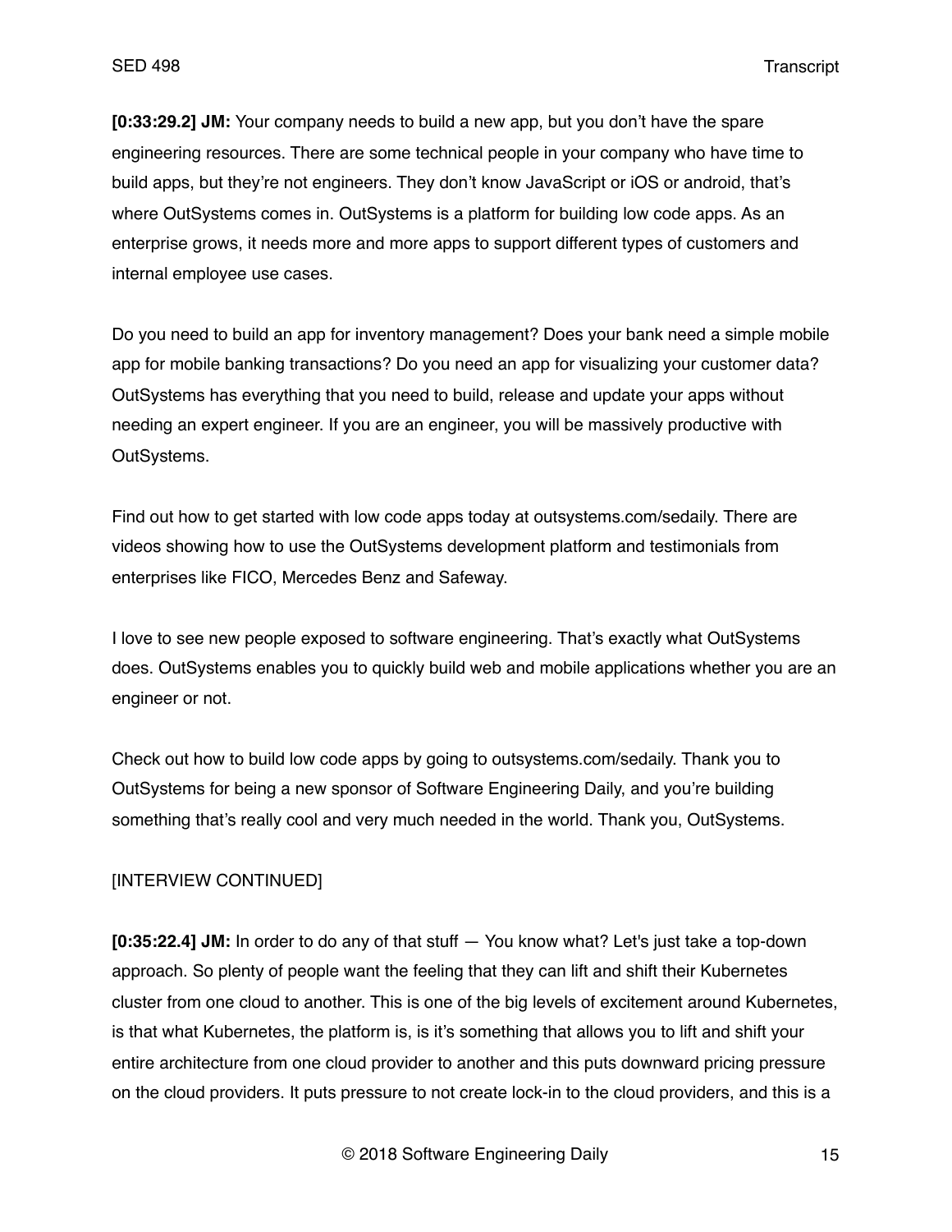**[0:33:29.2] JM:** Your company needs to build a new app, but you don't have the spare engineering resources. There are some technical people in your company who have time to build apps, but they're not engineers. They don't know JavaScript or iOS or android, that's where OutSystems comes in. OutSystems is a platform for building low code apps. As an enterprise grows, it needs more and more apps to support different types of customers and internal employee use cases.

Do you need to build an app for inventory management? Does your bank need a simple mobile app for mobile banking transactions? Do you need an app for visualizing your customer data? OutSystems has everything that you need to build, release and update your apps without needing an expert engineer. If you are an engineer, you will be massively productive with OutSystems.

Find out how to get started with low code apps today at outsystems.com/sedaily. There are videos showing how to use the OutSystems development platform and testimonials from enterprises like FICO, Mercedes Benz and Safeway.

I love to see new people exposed to software engineering. That's exactly what OutSystems does. OutSystems enables you to quickly build web and mobile applications whether you are an engineer or not.

Check out how to build low code apps by going to outsystems.com/sedaily. Thank you to OutSystems for being a new sponsor of Software Engineering Daily, and you're building something that's really cool and very much needed in the world. Thank you, OutSystems.

[INTERVIEW CONTINUED]

**[0:35:22.4] JM:** In order to do any of that stuff — You know what? Let's just take a top-down approach. So plenty of people want the feeling that they can lift and shift their Kubernetes cluster from one cloud to another. This is one of the big levels of excitement around Kubernetes, is that what Kubernetes, the platform is, is it's something that allows you to lift and shift your entire architecture from one cloud provider to another and this puts downward pricing pressure on the cloud providers. It puts pressure to not create lock-in to the cloud providers, and this is a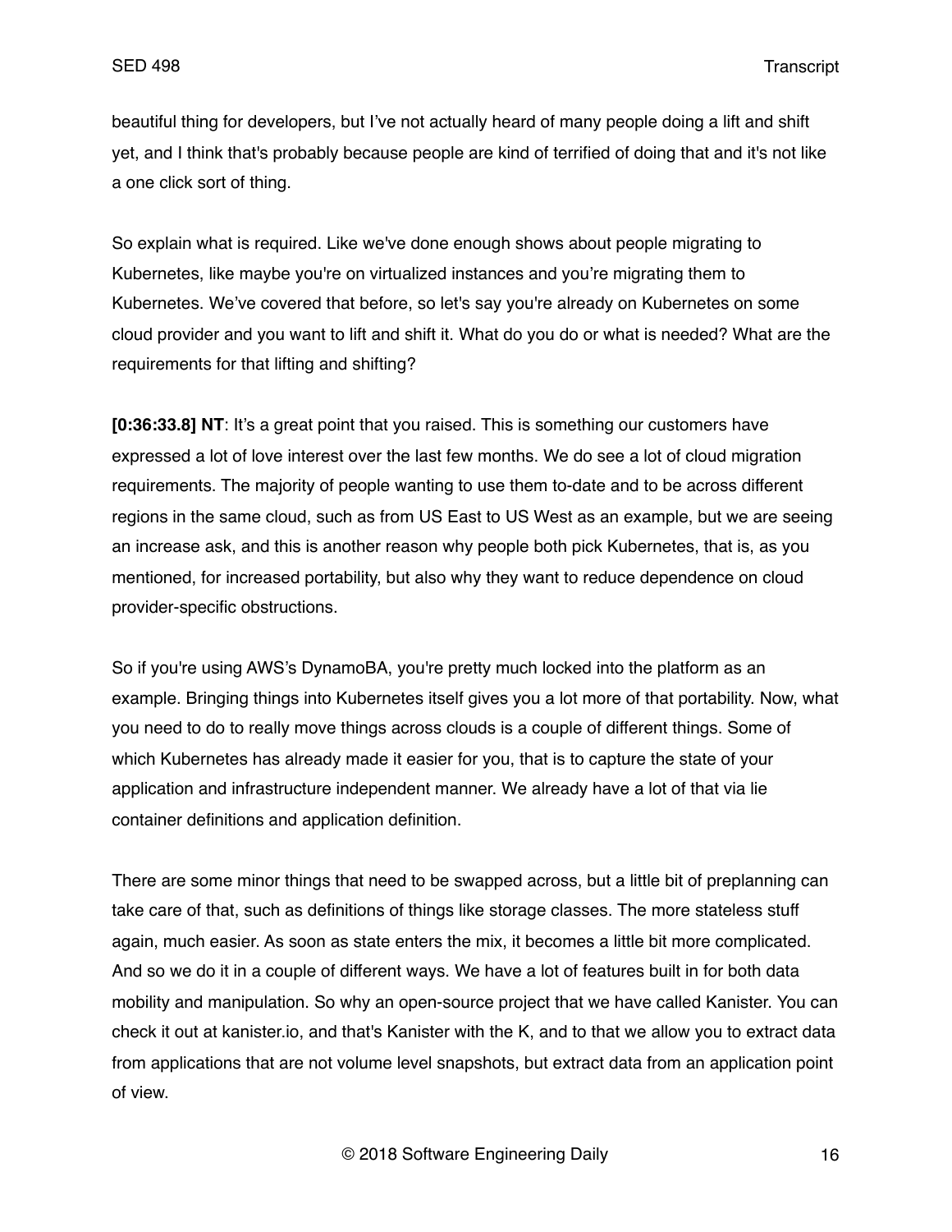beautiful thing for developers, but I've not actually heard of many people doing a lift and shift yet, and I think that's probably because people are kind of terrified of doing that and it's not like a one click sort of thing.

So explain what is required. Like we've done enough shows about people migrating to Kubernetes, like maybe you're on virtualized instances and you're migrating them to Kubernetes. We've covered that before, so let's say you're already on Kubernetes on some cloud provider and you want to lift and shift it. What do you do or what is needed? What are the requirements for that lifting and shifting?

**[0:36:33.8] NT**: It's a great point that you raised. This is something our customers have expressed a lot of love interest over the last few months. We do see a lot of cloud migration requirements. The majority of people wanting to use them to-date and to be across different regions in the same cloud, such as from US East to US West as an example, but we are seeing an increase ask, and this is another reason why people both pick Kubernetes, that is, as you mentioned, for increased portability, but also why they want to reduce dependence on cloud provider-specific obstructions.

So if you're using AWS's DynamoBA, you're pretty much locked into the platform as an example. Bringing things into Kubernetes itself gives you a lot more of that portability. Now, what you need to do to really move things across clouds is a couple of different things. Some of which Kubernetes has already made it easier for you, that is to capture the state of your application and infrastructure independent manner. We already have a lot of that via lie container definitions and application definition.

There are some minor things that need to be swapped across, but a little bit of preplanning can take care of that, such as definitions of things like storage classes. The more stateless stuff again, much easier. As soon as state enters the mix, it becomes a little bit more complicated. And so we do it in a couple of different ways. We have a lot of features built in for both data mobility and manipulation. So why an open-source project that we have called Kanister. You can check it out at kanister.io, and that's Kanister with the K, and to that we allow you to extract data from applications that are not volume level snapshots, but extract data from an application point of view.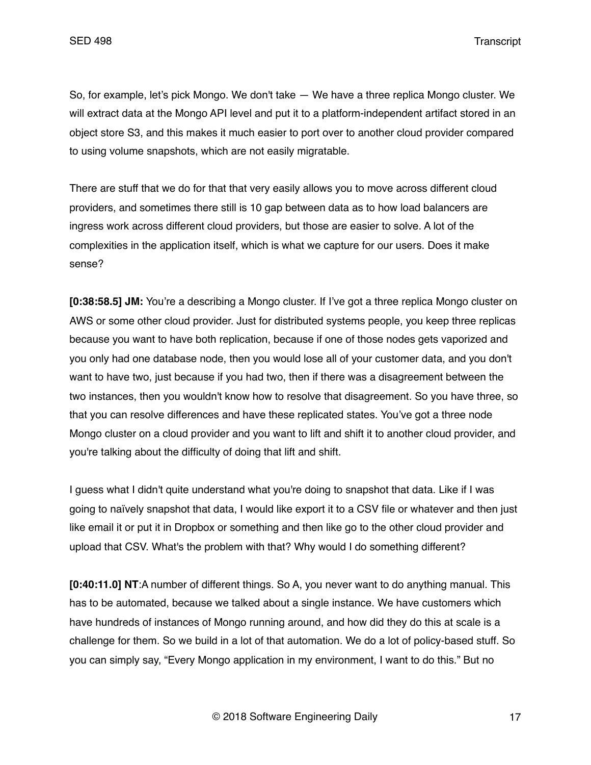So, for example, let's pick Mongo. We don't take — We have a three replica Mongo cluster. We will extract data at the Mongo API level and put it to a platform-independent artifact stored in an object store S3, and this makes it much easier to port over to another cloud provider compared to using volume snapshots, which are not easily migratable.

There are stuff that we do for that that very easily allows you to move across different cloud providers, and sometimes there still is 10 gap between data as to how load balancers are ingress work across different cloud providers, but those are easier to solve. A lot of the complexities in the application itself, which is what we capture for our users. Does it make sense?

**[0:38:58.5] JM:** You're a describing a Mongo cluster. If I've got a three replica Mongo cluster on AWS or some other cloud provider. Just for distributed systems people, you keep three replicas because you want to have both replication, because if one of those nodes gets vaporized and you only had one database node, then you would lose all of your customer data, and you don't want to have two, just because if you had two, then if there was a disagreement between the two instances, then you wouldn't know how to resolve that disagreement. So you have three, so that you can resolve differences and have these replicated states. You've got a three node Mongo cluster on a cloud provider and you want to lift and shift it to another cloud provider, and you're talking about the difficulty of doing that lift and shift.

I guess what I didn't quite understand what you're doing to snapshot that data. Like if I was going to naïvely snapshot that data, I would like export it to a CSV file or whatever and then just like email it or put it in Dropbox or something and then like go to the other cloud provider and upload that CSV. What's the problem with that? Why would I do something different?

**[0:40:11.0] NT**:A number of different things. So A, you never want to do anything manual. This has to be automated, because we talked about a single instance. We have customers which have hundreds of instances of Mongo running around, and how did they do this at scale is a challenge for them. So we build in a lot of that automation. We do a lot of policy-based stuff. So you can simply say, "Every Mongo application in my environment, I want to do this." But no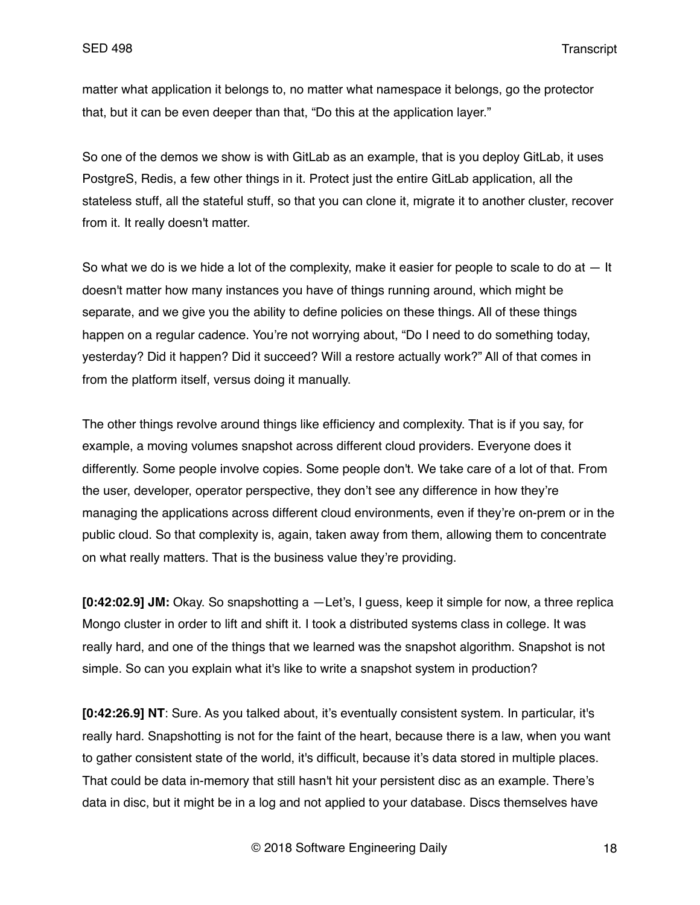matter what application it belongs to, no matter what namespace it belongs, go the protector that, but it can be even deeper than that, "Do this at the application layer."

So one of the demos we show is with GitLab as an example, that is you deploy GitLab, it uses PostgreS, Redis, a few other things in it. Protect just the entire GitLab application, all the stateless stuff, all the stateful stuff, so that you can clone it, migrate it to another cluster, recover from it. It really doesn't matter.

So what we do is we hide a lot of the complexity, make it easier for people to scale to do at — It doesn't matter how many instances you have of things running around, which might be separate, and we give you the ability to define policies on these things. All of these things happen on a regular cadence. You're not worrying about, "Do I need to do something today, yesterday? Did it happen? Did it succeed? Will a restore actually work?" All of that comes in from the platform itself, versus doing it manually.

The other things revolve around things like efficiency and complexity. That is if you say, for example, a moving volumes snapshot across different cloud providers. Everyone does it differently. Some people involve copies. Some people don't. We take care of a lot of that. From the user, developer, operator perspective, they don't see any difference in how they're managing the applications across different cloud environments, even if they're on-prem or in the public cloud. So that complexity is, again, taken away from them, allowing them to concentrate on what really matters. That is the business value they're providing.

**[0:42:02.9] JM:** Okay. So snapshotting a —Let's, I guess, keep it simple for now, a three replica Mongo cluster in order to lift and shift it. I took a distributed systems class in college. It was really hard, and one of the things that we learned was the snapshot algorithm. Snapshot is not simple. So can you explain what it's like to write a snapshot system in production?

**[0:42:26.9] NT**: Sure. As you talked about, it's eventually consistent system. In particular, it's really hard. Snapshotting is not for the faint of the heart, because there is a law, when you want to gather consistent state of the world, it's difficult, because it's data stored in multiple places. That could be data in-memory that still hasn't hit your persistent disc as an example. There's data in disc, but it might be in a log and not applied to your database. Discs themselves have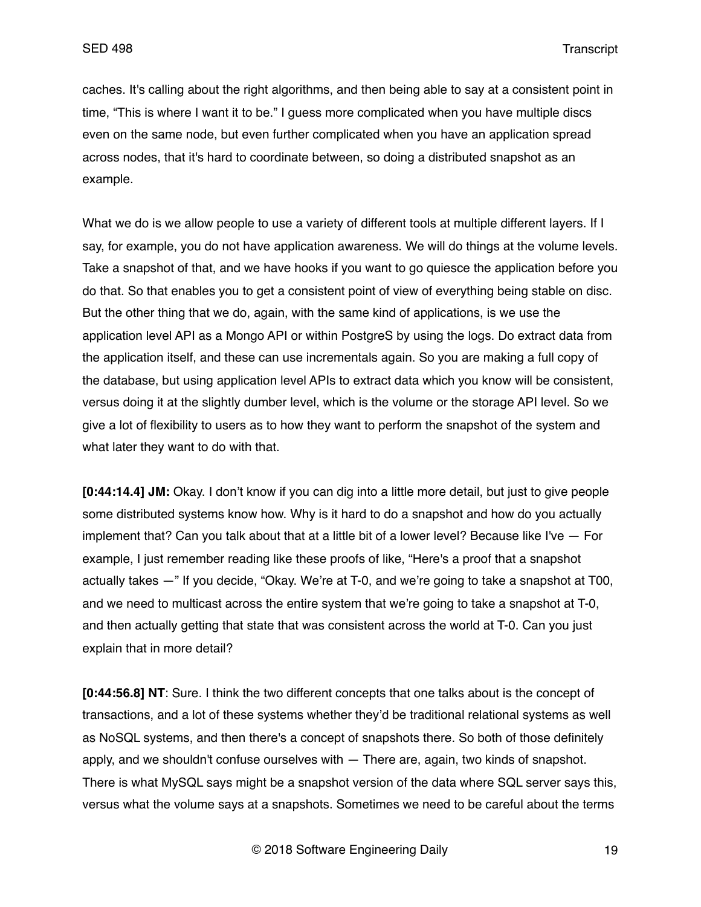caches. It's calling about the right algorithms, and then being able to say at a consistent point in time, "This is where I want it to be." I guess more complicated when you have multiple discs even on the same node, but even further complicated when you have an application spread across nodes, that it's hard to coordinate between, so doing a distributed snapshot as an example.

What we do is we allow people to use a variety of different tools at multiple different layers. If I say, for example, you do not have application awareness. We will do things at the volume levels. Take a snapshot of that, and we have hooks if you want to go quiesce the application before you do that. So that enables you to get a consistent point of view of everything being stable on disc. But the other thing that we do, again, with the same kind of applications, is we use the application level API as a Mongo API or within PostgreS by using the logs. Do extract data from the application itself, and these can use incrementals again. So you are making a full copy of the database, but using application level APIs to extract data which you know will be consistent, versus doing it at the slightly dumber level, which is the volume or the storage API level. So we give a lot of flexibility to users as to how they want to perform the snapshot of the system and what later they want to do with that.

**[0:44:14.4] JM:** Okay. I don't know if you can dig into a little more detail, but just to give people some distributed systems know how. Why is it hard to do a snapshot and how do you actually implement that? Can you talk about that at a little bit of a lower level? Because like I've — For example, I just remember reading like these proofs of like, "Here's a proof that a snapshot actually takes —" If you decide, "Okay. We're at T-0, and we're going to take a snapshot at T00, and we need to multicast across the entire system that we're going to take a snapshot at T-0, and then actually getting that state that was consistent across the world at T-0. Can you just explain that in more detail?

**[0:44:56.8] NT**: Sure. I think the two different concepts that one talks about is the concept of transactions, and a lot of these systems whether they'd be traditional relational systems as well as NoSQL systems, and then there's a concept of snapshots there. So both of those definitely apply, and we shouldn't confuse ourselves with — There are, again, two kinds of snapshot. There is what MySQL says might be a snapshot version of the data where SQL server says this, versus what the volume says at a snapshots. Sometimes we need to be careful about the terms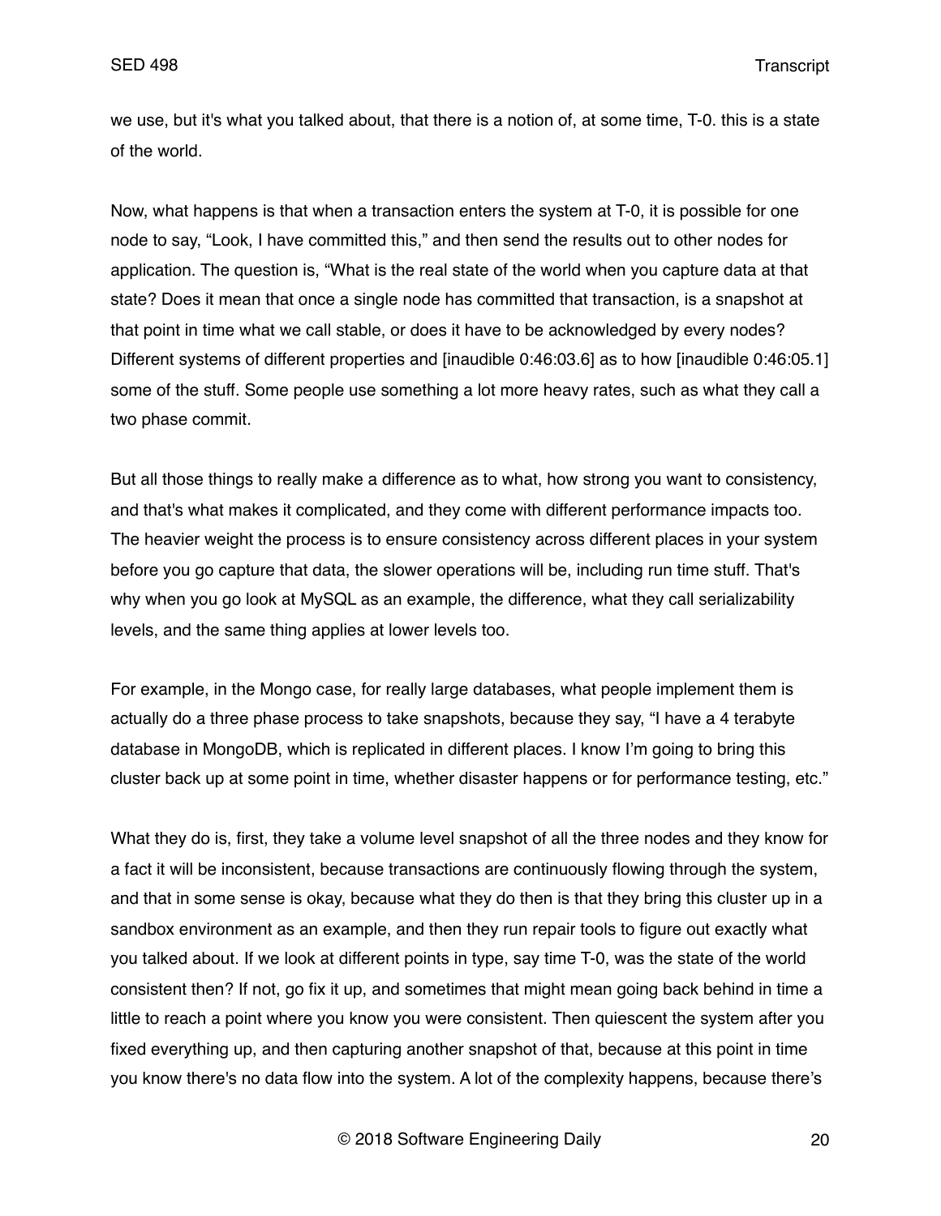we use, but it's what you talked about, that there is a notion of, at some time, T-0. this is a state of the world.

Now, what happens is that when a transaction enters the system at T-0, it is possible for one node to say, "Look, I have committed this," and then send the results out to other nodes for application. The question is, "What is the real state of the world when you capture data at that state? Does it mean that once a single node has committed that transaction, is a snapshot at that point in time what we call stable, or does it have to be acknowledged by every nodes? Different systems of different properties and [inaudible 0:46:03.6] as to how [inaudible 0:46:05.1] some of the stuff. Some people use something a lot more heavy rates, such as what they call a two phase commit.

But all those things to really make a difference as to what, how strong you want to consistency, and that's what makes it complicated, and they come with different performance impacts too. The heavier weight the process is to ensure consistency across different places in your system before you go capture that data, the slower operations will be, including run time stuff. That's why when you go look at MySQL as an example, the difference, what they call serializability levels, and the same thing applies at lower levels too.

For example, in the Mongo case, for really large databases, what people implement them is actually do a three phase process to take snapshots, because they say, "I have a 4 terabyte database in MongoDB, which is replicated in different places. I know I'm going to bring this cluster back up at some point in time, whether disaster happens or for performance testing, etc."

What they do is, first, they take a volume level snapshot of all the three nodes and they know for a fact it will be inconsistent, because transactions are continuously flowing through the system, and that in some sense is okay, because what they do then is that they bring this cluster up in a sandbox environment as an example, and then they run repair tools to figure out exactly what you talked about. If we look at different points in type, say time T-0, was the state of the world consistent then? If not, go fix it up, and sometimes that might mean going back behind in time a little to reach a point where you know you were consistent. Then quiescent the system after you fixed everything up, and then capturing another snapshot of that, because at this point in time you know there's no data flow into the system. A lot of the complexity happens, because there's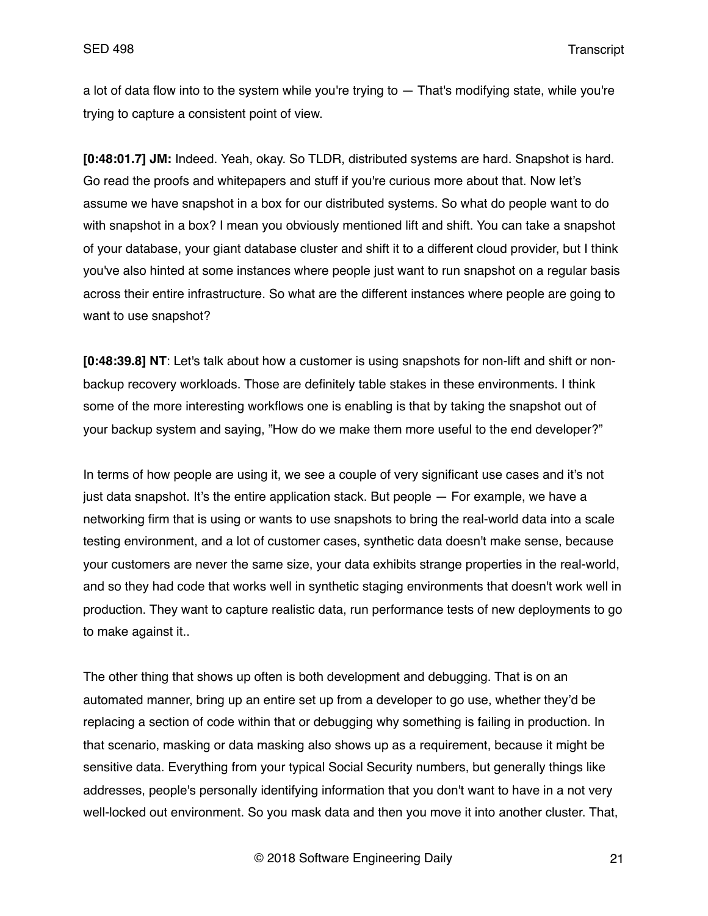a lot of data flow into to the system while you're trying to — That's modifying state, while you're trying to capture a consistent point of view.

**[0:48:01.7] JM:** Indeed. Yeah, okay. So TLDR, distributed systems are hard. Snapshot is hard. Go read the proofs and whitepapers and stuff if you're curious more about that. Now let's assume we have snapshot in a box for our distributed systems. So what do people want to do with snapshot in a box? I mean you obviously mentioned lift and shift. You can take a snapshot of your database, your giant database cluster and shift it to a different cloud provider, but I think you've also hinted at some instances where people just want to run snapshot on a regular basis across their entire infrastructure. So what are the different instances where people are going to want to use snapshot?

**[0:48:39.8] NT**: Let's talk about how a customer is using snapshots for non-lift and shift or non-backup recovery workloads. Those are definitely table stakes in these environments. I think some of the more interesting workflows one is enabling is that by taking the snapshot out of your backup system and saying, "How do we make them more useful to the end developer?"

In terms of how people are using it, we see a couple of very significant use cases and it's not just data snapshot. It's the entire application stack. But people — For example, we have a networking firm that is using or wants to use snapshots to bring the real-world data into a scale testing environment, and a lot of customer cases, synthetic data doesn't make sense, because your customers are never the same size, your data exhibits strange properties in the real-world, and so they had code that works well in synthetic staging environments that doesn't work well in production. They want to capture realistic data, run performance tests of new deployments to go to make against it..

The other thing that shows up often is both development and debugging. That is on an automated manner, bring up an entire set up from a developer to go use, whether they'd be replacing a section of code within that or debugging why something is failing in production. In that scenario, masking or data masking also shows up as a requirement, because it might be sensitive data. Everything from your typical Social Security numbers, but generally things like addresses, people's personally identifying information that you don't want to have in a not very well-locked out environment. So you mask data and then you move it into another cluster. That,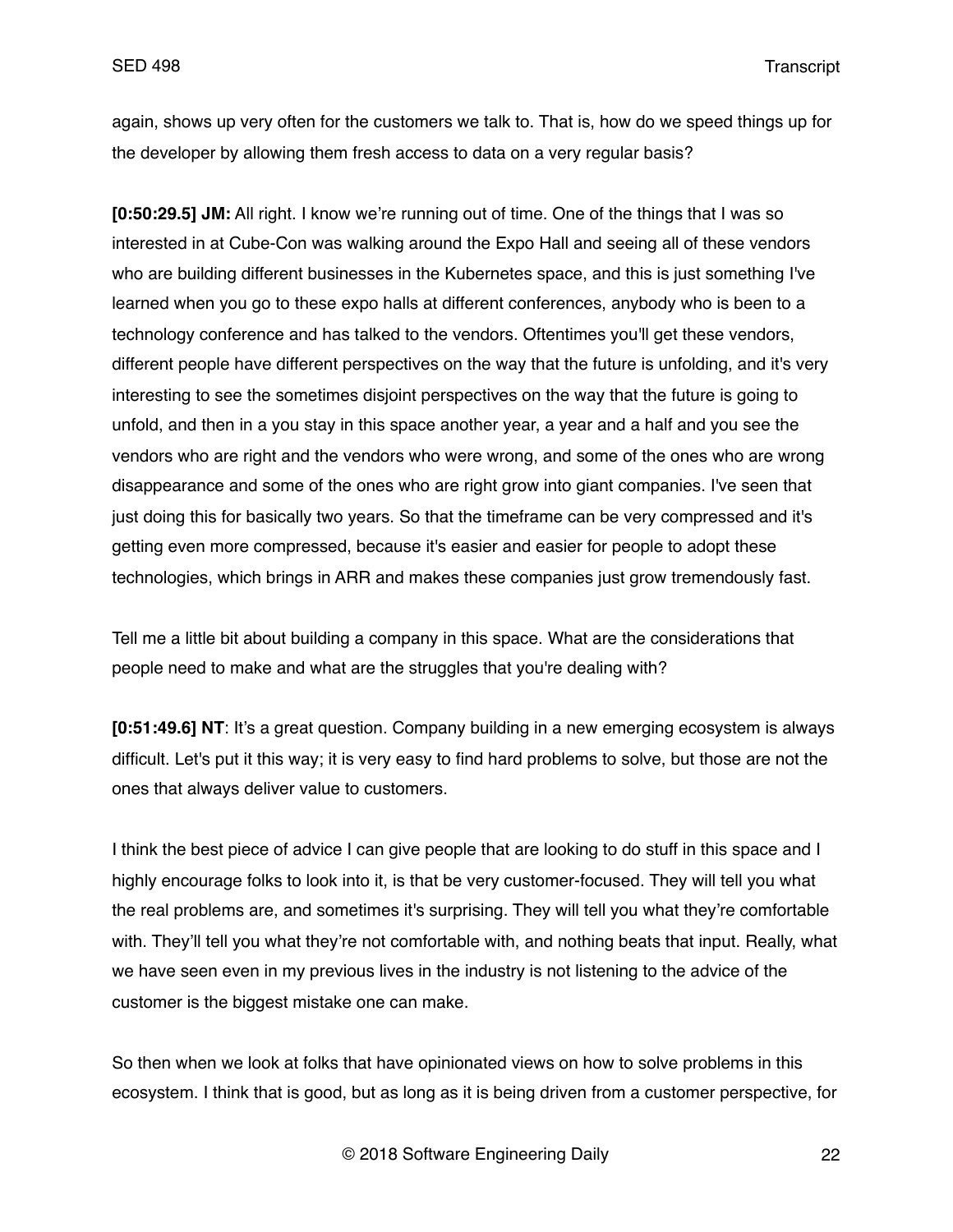again, shows up very often for the customers we talk to. That is, how do we speed things up for the developer by allowing them fresh access to data on a very regular basis?

**[0:50:29.5] JM:** All right. I know we're running out of time. One of the things that I was so interested in at Cube-Con was walking around the Expo Hall and seeing all of these vendors who are building different businesses in the Kubernetes space, and this is just something I've learned when you go to these expo halls at different conferences, anybody who is been to a technology conference and has talked to the vendors. Oftentimes you'll get these vendors, different people have different perspectives on the way that the future is unfolding, and it's very interesting to see the sometimes disjoint perspectives on the way that the future is going to unfold, and then in a you stay in this space another year, a year and a half and you see the vendors who are right and the vendors who were wrong, and some of the ones who are wrong disappearance and some of the ones who are right grow into giant companies. I've seen that just doing this for basically two years. So that the timeframe can be very compressed and it's getting even more compressed, because it's easier and easier for people to adopt these technologies, which brings in ARR and makes these companies just grow tremendously fast.

Tell me a little bit about building a company in this space. What are the considerations that people need to make and what are the struggles that you're dealing with?

**[0:51:49.6] NT**: It's a great question. Company building in a new emerging ecosystem is always difficult. Let's put it this way; it is very easy to find hard problems to solve, but those are not the ones that always deliver value to customers.

I think the best piece of advice I can give people that are looking to do stuff in this space and I highly encourage folks to look into it, is that be very customer-focused. They will tell you what the real problems are, and sometimes it's surprising. They will tell you what they're comfortable with. They'll tell you what they're not comfortable with, and nothing beats that input. Really, what we have seen even in my previous lives in the industry is not listening to the advice of the customer is the biggest mistake one can make.

So then when we look at folks that have opinionated views on how to solve problems in this ecosystem. I think that is good, but as long as it is being driven from a customer perspective, for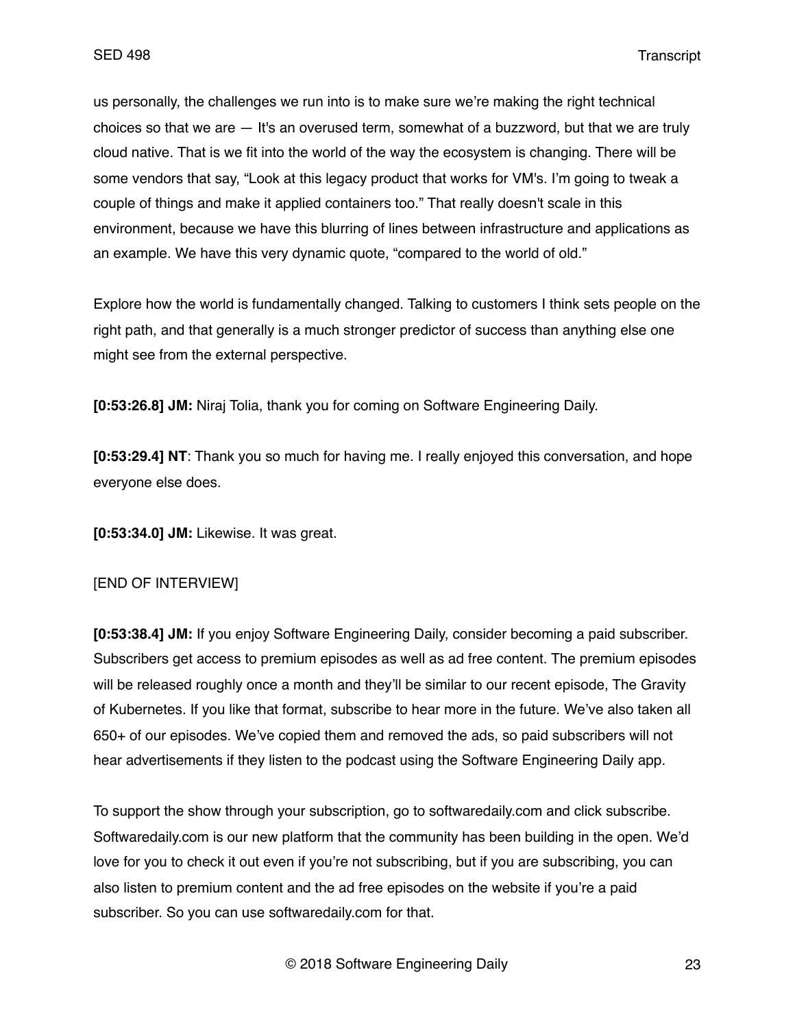us personally, the challenges we run into is to make sure we're making the right technical choices so that we are — It's an overused term, somewhat of a buzzword, but that we are truly cloud native. That is we fit into the world of the way the ecosystem is changing. There will be some vendors that say, "Look at this legacy product that works for VM's. I'm going to tweak a couple of things and make it applied containers too." That really doesn't scale in this environment, because we have this blurring of lines between infrastructure and applications as an example. We have this very dynamic quote, "compared to the world of old."

Explore how the world is fundamentally changed. Talking to customers I think sets people on the right path, and that generally is a much stronger predictor of success than anything else one might see from the external perspective.

**[0:53:26.8] JM:** Niraj Tolia, thank you for coming on Software Engineering Daily.

**[0:53:29.4] NT**: Thank you so much for having me. I really enjoyed this conversation, and hope everyone else does.

**[0:53:34.0] JM:** Likewise. It was great.

[END OF INTERVIEW]

**[0:53:38.4] JM:** If you enjoy Software Engineering Daily, consider becoming a paid subscriber. Subscribers get access to premium episodes as well as ad free content. The premium episodes will be released roughly once a month and they'll be similar to our recent episode, The Gravity of Kubernetes. If you like that format, subscribe to hear more in the future. We've also taken all 650+ of our episodes. We've copied them and removed the ads, so paid subscribers will not hear advertisements if they listen to the podcast using the Software Engineering Daily app.

To support the show through your subscription, go to softwaredaily.com and click subscribe. Softwaredaily.com is our new platform that the community has been building in the open. We'd love for you to check it out even if you're not subscribing, but if you are subscribing, you can also listen to premium content and the ad free episodes on the website if you're a paid subscriber. So you can use softwaredaily.com for that.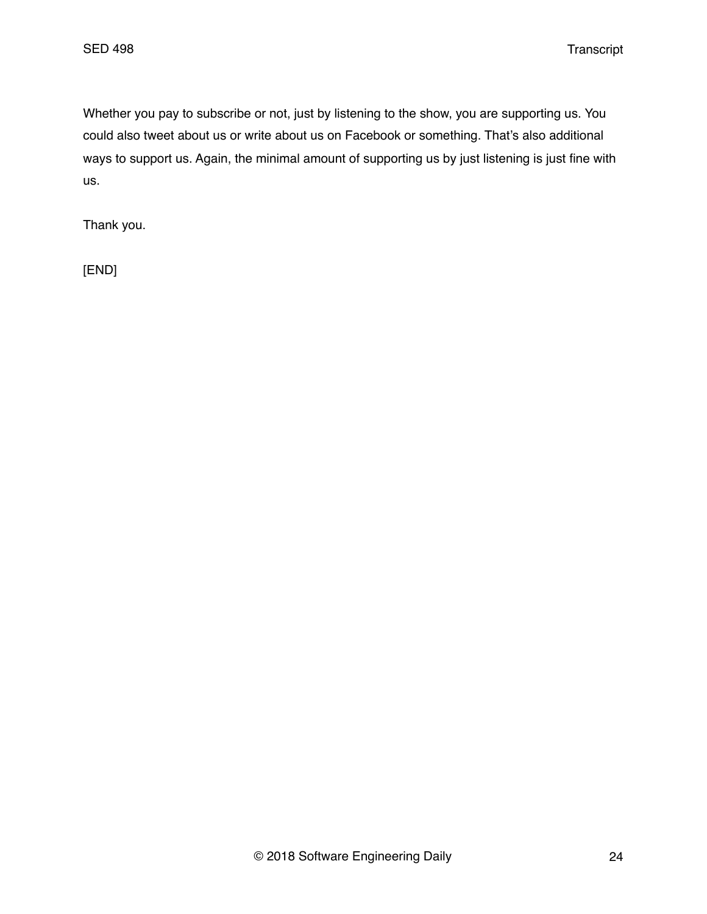Whether you pay to subscribe or not, just by listening to the show, you are supporting us. You could also tweet about us or write about us on Facebook or something. That's also additional ways to support us. Again, the minimal amount of supporting us by just listening is just fine with us.

Thank you.

[END]